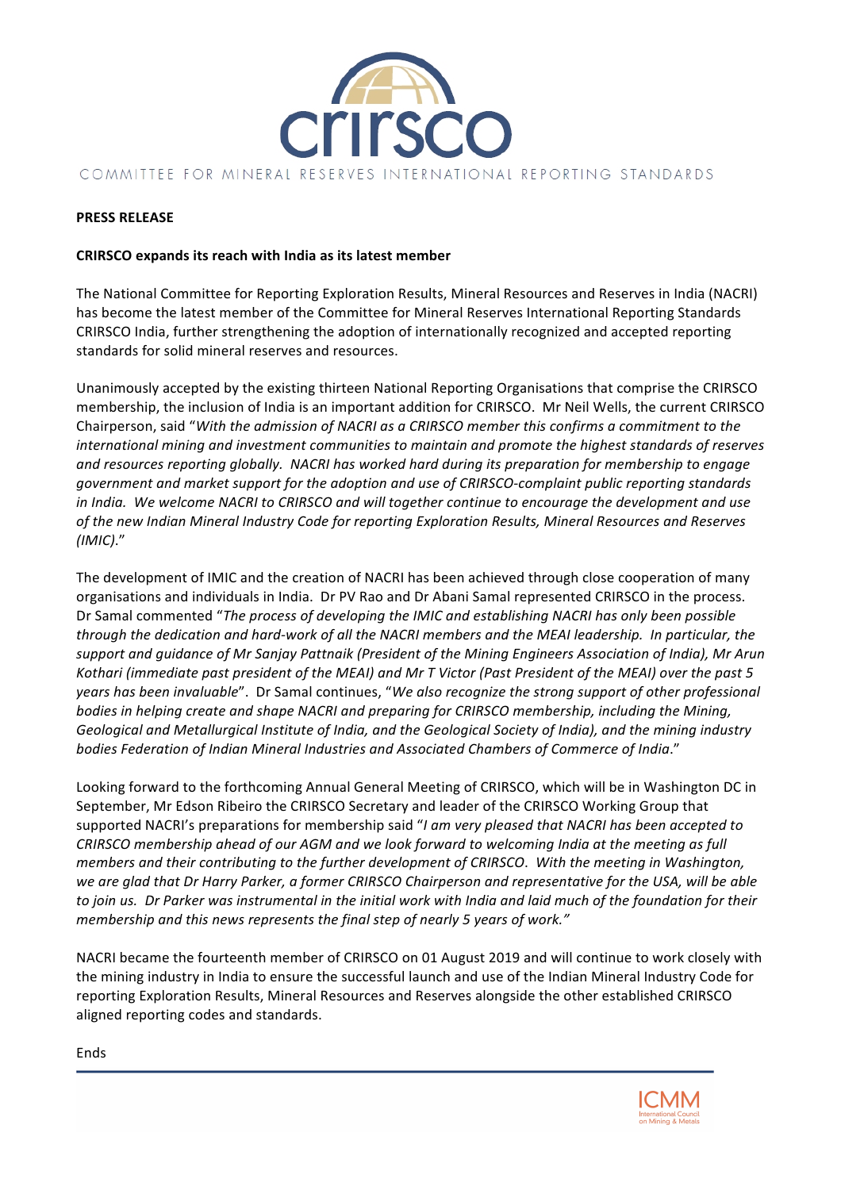# crirsco

COMMITTEE FOR MINERAL RESERVES INTERNATIONAL REPORTING STANDARDS

**PRESS RELEASE**

**CRIRSCO expands its reach with India as its latest member**

The National Committee for Reporting Exploration Results, Mineral Resources and Reserves in India (NACRI) has become the latest member of the Committee for Mineral Reserves International Reporting Standards CRIRSCO India, further strengthening the adoption of internationally recognized and accepted reporting standards for solid mineral reserves and resources.

Unanimously accepted by the existing thirteen National Reporting Organisations that comprise the CRIRSCO membership, the inclusion of India is an important addition for CRIRSCO. Mr Neil Wells, the current CRIRSCO Chairperson, said "*With the admission of NACRI as a CRIRSCO member this confirms a commitment to the international mining and investment communities to maintain and promote the highest standards of reserves and resources reporting globally. NACRI has worked hard during its preparation for membership to engage government and market support for the adoption and use of CRIRSCO-complaint public reporting standards in India. We welcome NACRI to CRIRSCO and will together continue to encourage the development and use of the new Indian Mineral Industry Code for reporting Exploration Results, Mineral Resources and Reserves (IMIC).*"

The development of IMIC and the creation of NACRI has been achieved through close cooperation of many organisations and individuals in India. Dr PV Rao and Dr Abani Samal represented CRIRSCO in the process. Dr Samal commented "*The process of developing the IMIC and establishing NACRI has only been possible through the dedication and hard-work of all the NACRI members and the MEAI leadership. In particular, the support and guidance of Mr Sanjay Pattnaik (President of the Mining Engineers Association of India), Mr Arun Kothari (immediate past president of the MEAI) and Mr T Victor (Past President of the MEAI) over the past 5 years has been invaluable*". Dr Samal continues, "*We also recognize the strong support of other professional bodies in helping create and shape NACRI and preparing for CRIRSCO membership, including the Mining, Geological and Metallurgical Institute of India, and the Geological Society of India), and the mining industry bodies Federation of Indian Mineral Industries and Associated Chambers of Commerce of India*."

Looking forward to the forthcoming Annual General Meeting of CRIRSCO, which will be in Washington DC in September, Mr Edson Ribeiro the CRIRSCO Secretary and leader of the CRIRSCO Working Group that supported NACRI's preparations for membership said "*I am very pleased that NACRI has been accepted to CRIRSCO membership ahead of our AGM and we look forward to welcoming India at the meeting as full members and their contributing to the further development of CRIRSCO. With the meeting in Washington, we are glad that Dr Harry Parker, a former CRIRSCO Chairperson and representative for the USA, will be able to join us. Dr Parker was instrumental in the initial work with India and laid much of the foundation for their membership and this news represents the final step of nearly 5 years of work.*"

NACRI became the fourteenth member of CRIRSCO on 01 August 2019 and will continue to work closely with the mining industry in India to ensure the successful launch and use of the Indian Mineral Industry Code for reporting Exploration Results, Mineral Resources and Reserves alongside the other established CRIRSCO aligned reporting codes and standards.

Ends

ICMM
International Council on Mining & Metals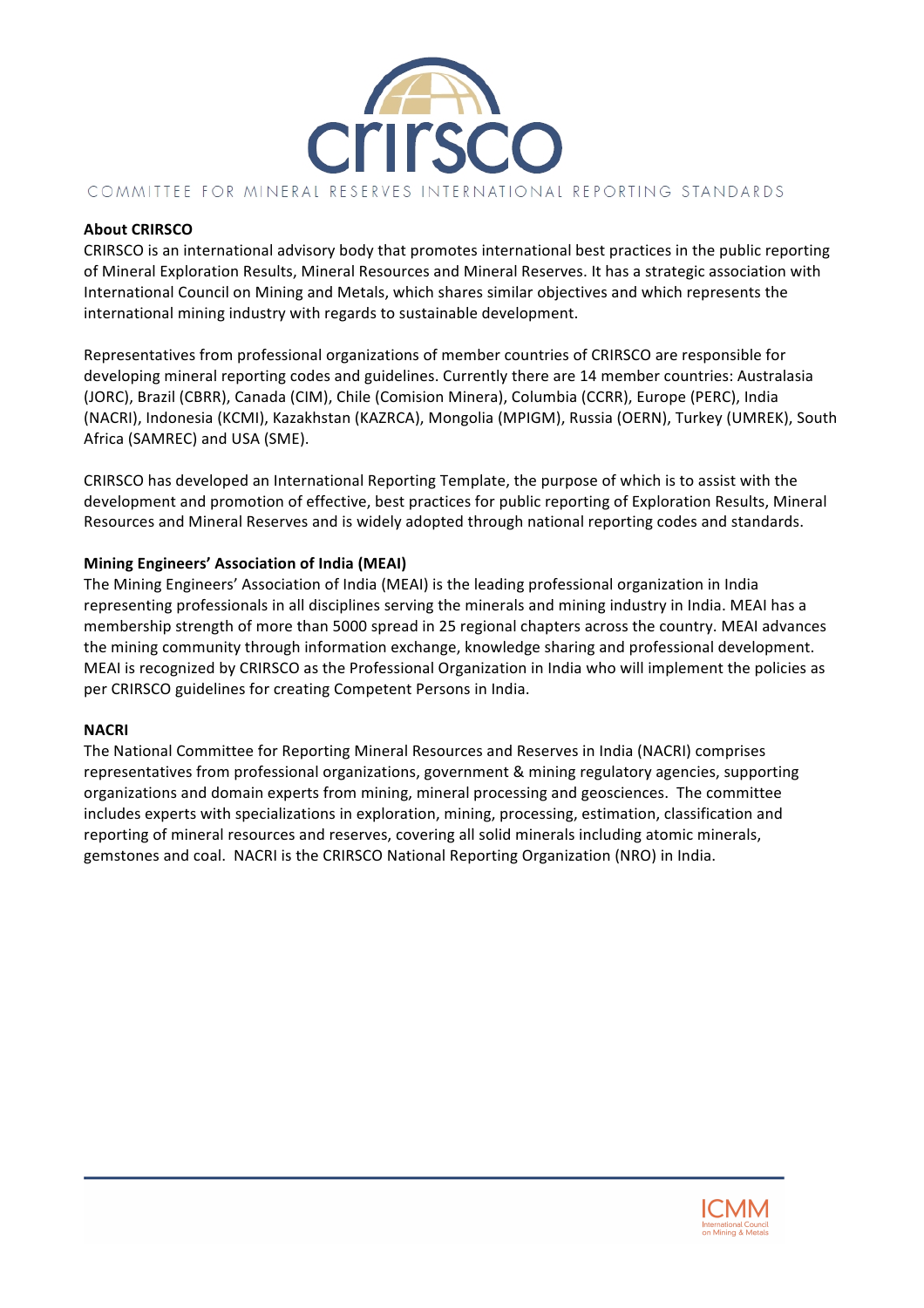crirsco

COMMITTEE FOR MINERAL RESERVES INTERNATIONAL REPORTING STANDARDS

**About CRIRSCO**

CRIRSCO is an international advisory body that promotes international best practices in the public reporting of Mineral Exploration Results, Mineral Resources and Mineral Reserves. It has a strategic association with International Council on Mining and Metals, which shares similar objectives and which represents the international mining industry with regards to sustainable development.

Representatives from professional organizations of member countries of CRIRSCO are responsible for developing mineral reporting codes and guidelines. Currently there are 14 member countries: Australasia (JORC), Brazil (CBRR), Canada (CIM), Chile (Comision Minera), Columbia (CCRR), Europe (PERC), India (NACRI), Indonesia (KCMI), Kazakhstan (KAZRCA), Mongolia (MPIGM), Russia (OERN), Turkey (UMREK), South Africa (SAMREC) and USA (SME).

CRIRSCO has developed an International Reporting Template, the purpose of which is to assist with the development and promotion of effective, best practices for public reporting of Exploration Results, Mineral Resources and Mineral Reserves and is widely adopted through national reporting codes and standards.

**Mining Engineers' Association of India (MEAI)**

The Mining Engineers' Association of India (MEAI) is the leading professional organization in India representing professionals in all disciplines serving the minerals and mining industry in India. MEAI has a membership strength of more than 5000 spread in 25 regional chapters across the country. MEAI advances the mining community through information exchange, knowledge sharing and professional development. MEAI is recognized by CRIRSCO as the Professional Organization in India who will implement the policies as per CRIRSCO guidelines for creating Competent Persons in India.

**NACRI**

The National Committee for Reporting Mineral Resources and Reserves in India (NACRI) comprises representatives from professional organizations, government & mining regulatory agencies, supporting organizations and domain experts from mining, mineral processing and geosciences. The committee includes experts with specializations in exploration, mining, processing, estimation, classification and reporting of mineral resources and reserves, covering all solid minerals including atomic minerals, gemstones and coal. NACRI is the CRIRSCO National Reporting Organization (NRO) in India.

ICMM
International Council on Mining & Metals